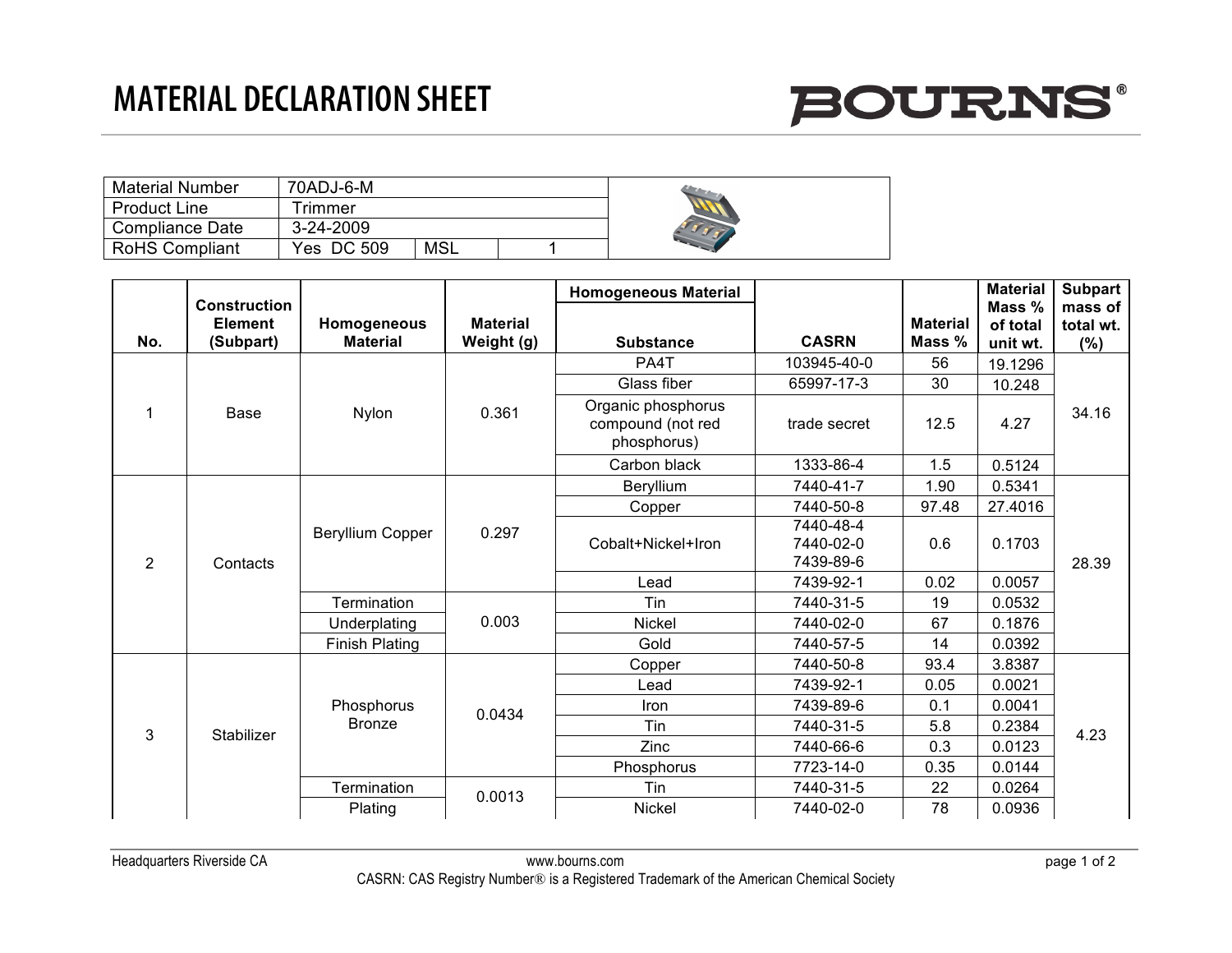# MATERIAL DECLARATION SHEET

BOURNS®

| Material Number | 70ADJ-6-M | | |
|---|---|---|---|
| Product Line | Trimmer | | |
| Compliance Date | 3-24-2009 | | |
| RoHS Compliant | Yes DC 509 | MSL | 1 |

| No. | Construction Element (Subpart) | Homogeneous Material | Material Weight (g) | Homogeneous Material Substance | CASRN | Material Mass % | Material Mass % of total unit wt. | Subpart mass of total wt. (%) |
|---|---|---|---|---|---|---|---|---|
| 1 | Base | Nylon | 0.361 | PA4T | 103945-40-0 | 56 | 19.1296 | 34.16 |
| | | | | Glass fiber | 65997-17-3 | 30 | 10.248 | |
| | | | | Organic phosphorus compound (not red phosphorus) | trade secret | 12.5 | 4.27 | |
| | | | | Carbon black | 1333-86-4 | 1.5 | 0.5124 | |
| 2 | Contacts | Beryllium Copper | 0.297 | Beryllium | 7440-41-7 | 1.90 | 0.5341 | 28.39 |
| | | | | Copper | 7440-50-8 | 97.48 | 27.4016 | |
| | | | | Cobalt+Nickel+Iron | 7440-48-4 7440-02-0 7439-89-6 | 0.6 | 0.1703 | |
| | | | | Lead | 7439-92-1 | 0.02 | 0.0057 | |
| | | Termination | 0.003 | Tin | 7440-31-5 | 19 | 0.0532 | |
| | | Underplating | | Nickel | 7440-02-0 | 67 | 0.1876 | |
| | | Finish Plating | | Gold | 7440-57-5 | 14 | 0.0392 | |
| 3 | Stabilizer | Phosphorus Bronze | 0.0434 | Copper | 7440-50-8 | 93.4 | 3.8387 | 4.23 |
| | | | | Lead | 7439-92-1 | 0.05 | 0.0021 | |
| | | | | Iron | 7439-89-6 | 0.1 | 0.0041 | |
| | | | | Tin | 7440-31-5 | 5.8 | 0.2384 | |
| | | | | Zinc | 7440-66-6 | 0.3 | 0.0123 | |
| | | | | Phosphorus | 7723-14-0 | 0.35 | 0.0144 | |
| | | Termination | 0.0013 | Tin | 7440-31-5 | 22 | 0.0264 | |
| | | Plating | | Nickel | 7440-02-0 | 78 | 0.0936 | |

Headquarters Riverside CA | www.bourns.com

CASRN: CAS Registry Number® is a Registered Trademark of the American Chemical Society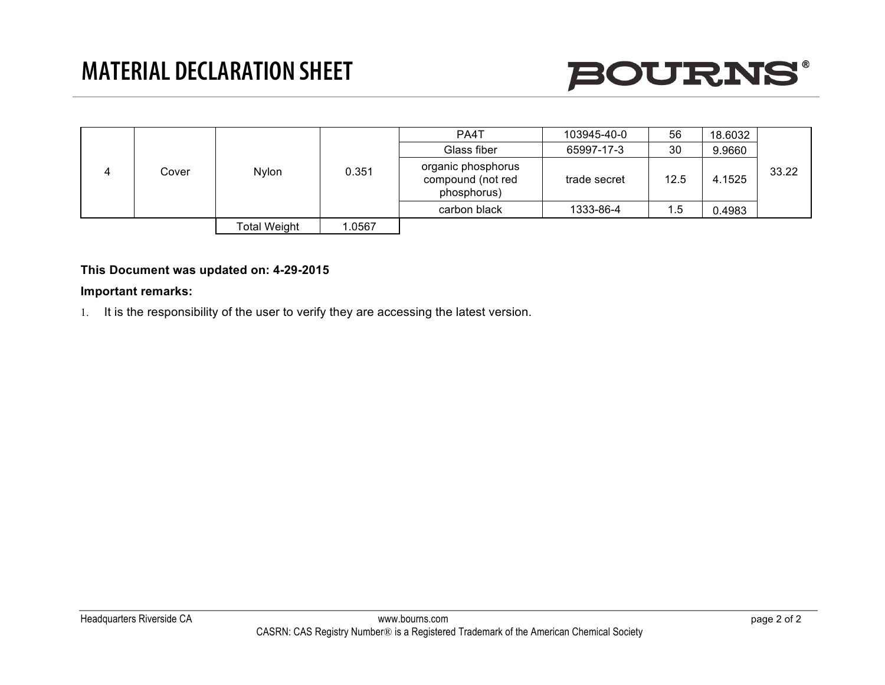# MATERIAL DECLARATION SHEET

| | | | | | | | | |
|---|---|---|---|---|---|---|---|---|
| 4 | Cover | Nylon | 0.351 | PA4T | 103945-40-0 | 56 | 18.6032 | 33.22 |
| | | | | Glass fiber | 65997-17-3 | 30 | 9.9660 | |
| | | | | organic phosphorus compound (not red phosphorus) | trade secret | 12.5 | 4.1525 | |
| | | | | carbon black | 1333-86-4 | 1.5 | 0.4983 | |
| | | Total Weight | 1.0567 | | | | | |

**This Document was updated on: 4-29-2015**

**Important remarks:**

1. It is the responsibility of the user to verify they are accessing the latest version.

Headquarters Riverside CA　　www.bourns.com

CASRN: CAS Registry Number® is a Registered Trademark of the American Chemical Society